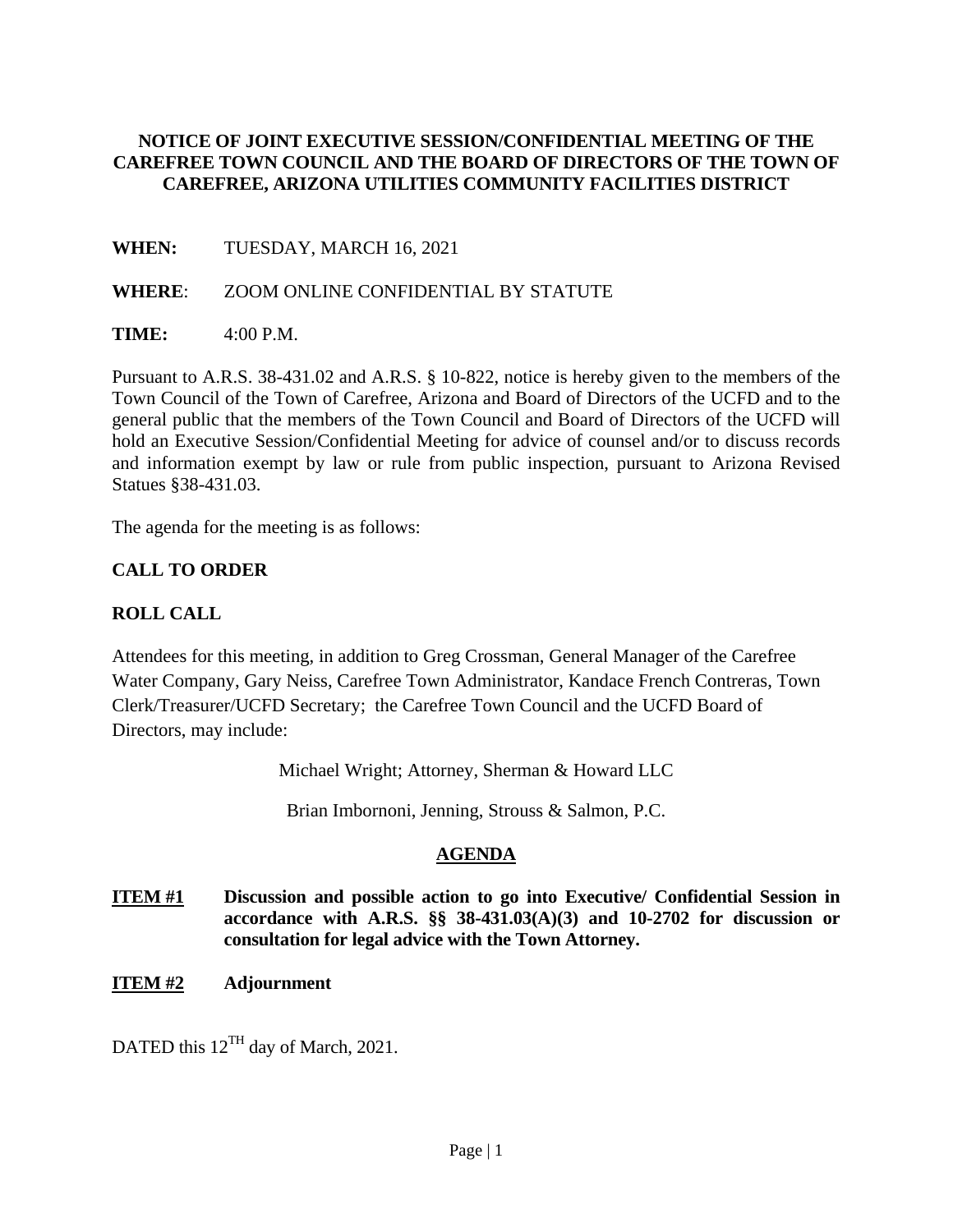**NOTICE OF JOINT EXECUTIVE SESSION/CONFIDENTIAL MEETING OF THE CAREFREE TOWN COUNCIL AND THE BOARD OF DIRECTORS OF THE TOWN OF CAREFREE, ARIZONA UTILITIES COMMUNITY FACILITIES DISTRICT**

**WHEN:** TUESDAY, MARCH 16, 2021

**WHERE**: ZOOM ONLINE CONFIDENTIAL BY STATUTE

**TIME:** 4:00 P.M.

Pursuant to A.R.S. 38-431.02 and A.R.S. § 10-822, notice is hereby given to the members of the Town Council of the Town of Carefree, Arizona and Board of Directors of the UCFD and to the general public that the members of the Town Council and Board of Directors of the UCFD will hold an Executive Session/Confidential Meeting for advice of counsel and/or to discuss records and information exempt by law or rule from public inspection, pursuant to Arizona Revised Statues §38-431.03.

The agenda for the meeting is as follows:

**CALL TO ORDER**

**ROLL CALL**

Attendees for this meeting, in addition to Greg Crossman, General Manager of the Carefree Water Company, Gary Neiss, Carefree Town Administrator, Kandace French Contreras, Town Clerk/Treasurer/UCFD Secretary; the Carefree Town Council and the UCFD Board of Directors, may include:

Michael Wright; Attorney, Sherman & Howard LLC

Brian Imbornoni, Jenning, Strouss & Salmon, P.C.

**AGENDA**

**ITEM #1** **Discussion and possible action to go into Executive/ Confidential Session in accordance with A.R.S. §§ 38-431.03(A)(3) and 10-2702 for discussion or consultation for legal advice with the Town Attorney.**

**ITEM #2** **Adjournment**

DATED this 12$^{TH}$ day of March, 2021.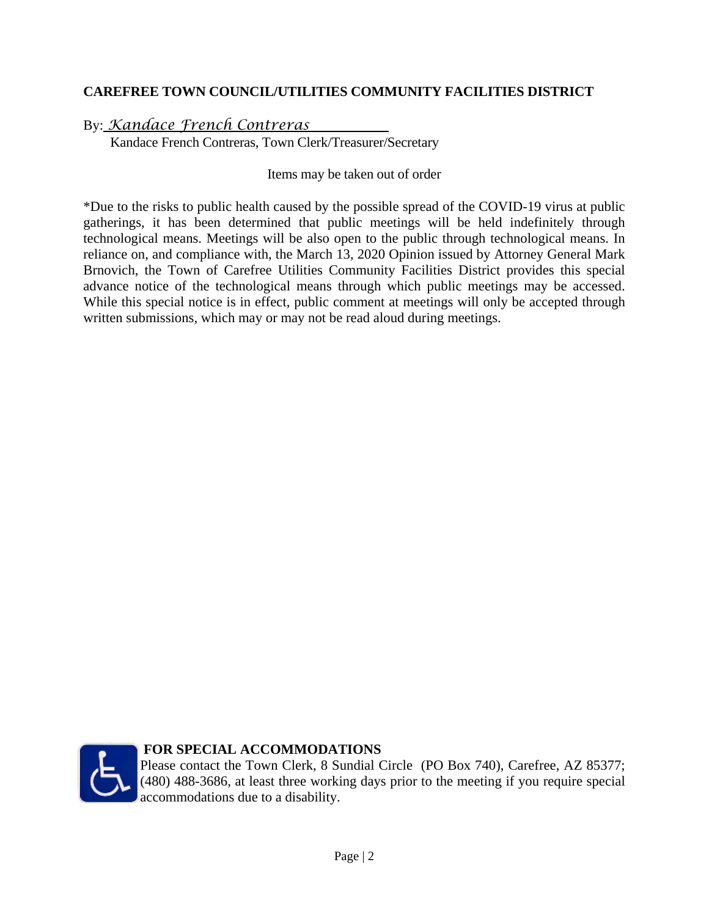**CAREFREE TOWN COUNCIL/UTILITIES COMMUNITY FACILITIES DISTRICT**

By: *Kandace French Contreras*
Kandace French Contreras, Town Clerk/Treasurer/Secretary

Items may be taken out of order

*Due to the risks to public health caused by the possible spread of the COVID-19 virus at public gatherings, it has been determined that public meetings will be held indefinitely through technological means. Meetings will be also open to the public through technological means. In reliance on, and compliance with, the March 13, 2020 Opinion issued by Attorney General Mark Brnovich, the Town of Carefree Utilities Community Facilities District provides this special advance notice of the technological means through which public meetings may be accessed. While this special notice is in effect, public comment at meetings will only be accepted through written submissions, which may or may not be read aloud during meetings.

**FOR SPECIAL ACCOMMODATIONS**

Please contact the Town Clerk, 8 Sundial Circle (PO Box 740), Carefree, AZ 85377; (480) 488-3686, at least three working days prior to the meeting if you require special accommodations due to a disability.